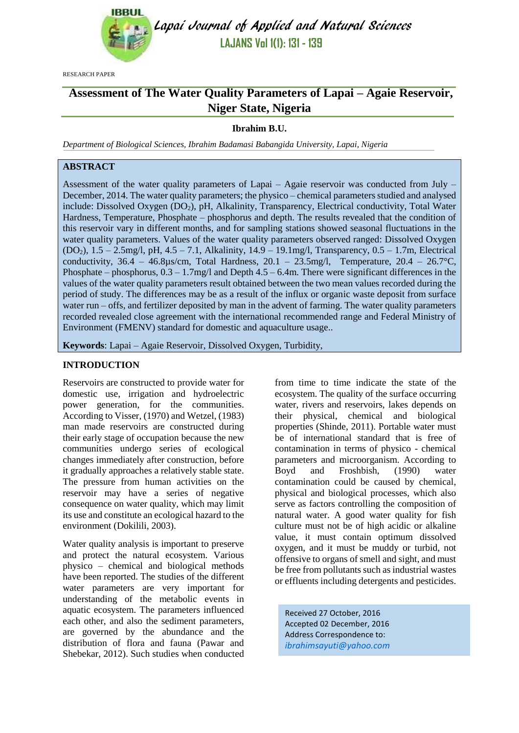RESEARCH PAPER

# Assessment of The Water Quality Parameters of Lapai – Agaie Reservoir, Niger State, Nigeria

**Ibrahim B.U.**

*Department of Biological Sciences, Ibrahim Badamasi Babangida University, Lapai, Nigeria*

## ABSTRACT

Assessment of the water quality parameters of Lapai – Agaie reservoir was conducted from July – December, 2014. The water quality parameters; the physico – chemical parameters studied and analysed include: Dissolved Oxygen ($DO_2$), pH, Alkalinity, Transparency, Electrical conductivity, Total Water Hardness, Temperature, Phosphate – phosphorus and depth. The results revealed that the condition of this reservoir vary in different months, and for sampling stations showed seasonal fluctuations in the water quality parameters. Values of the water quality parameters observed ranged: Dissolved Oxygen ($DO_2$), 1.5 – 2.5mg/l, pH, 4.5 – 7.1, Alkalinity, 14.9 – 19.1mg/l, Transparency, 0.5 – 1.7m, Electrical conductivity, 36.4 – 46.8µs/cm, Total Hardness, 20.1 – 23.5mg/l, Temperature, 20.4 – 26.7°C, Phosphate – phosphorus, 0.3 – 1.7mg/l and Depth 4.5 – 6.4m. There were significant differences in the values of the water quality parameters result obtained between the two mean values recorded during the period of study. The differences may be as a result of the influx or organic waste deposit from surface water run – offs, and fertilizer deposited by man in the advent of farming. The water quality parameters recorded revealed close agreement with the international recommended range and Federal Ministry of Environment (FMENV) standard for domestic and aquaculture usage..

**Keywords**: Lapai – Agaie Reservoir, Dissolved Oxygen, Turbidity,

## INTRODUCTION

Reservoirs are constructed to provide water for domestic use, irrigation and hydroelectric power generation, for the communities. According to Visser, (1970) and Wetzel, (1983) man made reservoirs are constructed during their early stage of occupation because the new communities undergo series of ecological changes immediately after construction, before it gradually approaches a relatively stable state. The pressure from human activities on the reservoir may have a series of negative consequence on water quality, which may limit its use and constitute an ecological hazard to the environment (Dokilili, 2003).

Water quality analysis is important to preserve and protect the natural ecosystem. Various physico – chemical and biological methods have been reported. The studies of the different water parameters are very important for understanding of the metabolic events in aquatic ecosystem. The parameters influenced each other, and also the sediment parameters, are governed by the abundance and the distribution of flora and fauna (Pawar and Shebekar, 2012). Such studies when conducted from time to time indicate the state of the ecosystem. The quality of the surface occurring water, rivers and reservoirs, lakes depends on their physical, chemical and biological properties (Shinde, 2011). Portable water must be of international standard that is free of contamination in terms of physico - chemical parameters and microorganism. According to Boyd and Froshbish, (1990) water contamination could be caused by chemical, physical and biological processes, which also serve as factors controlling the composition of natural water. A good water quality for fish culture must not be of high acidic or alkaline value, it must contain optimum dissolved oxygen, and it must be muddy or turbid, not offensive to organs of smell and sight, and must be free from pollutants such as industrial wastes or effluents including detergents and pesticides.

Received 27 October, 2016
Accepted 02 December, 2016
Address Correspondence to:
*ibrahimsayuti@yahoo.com*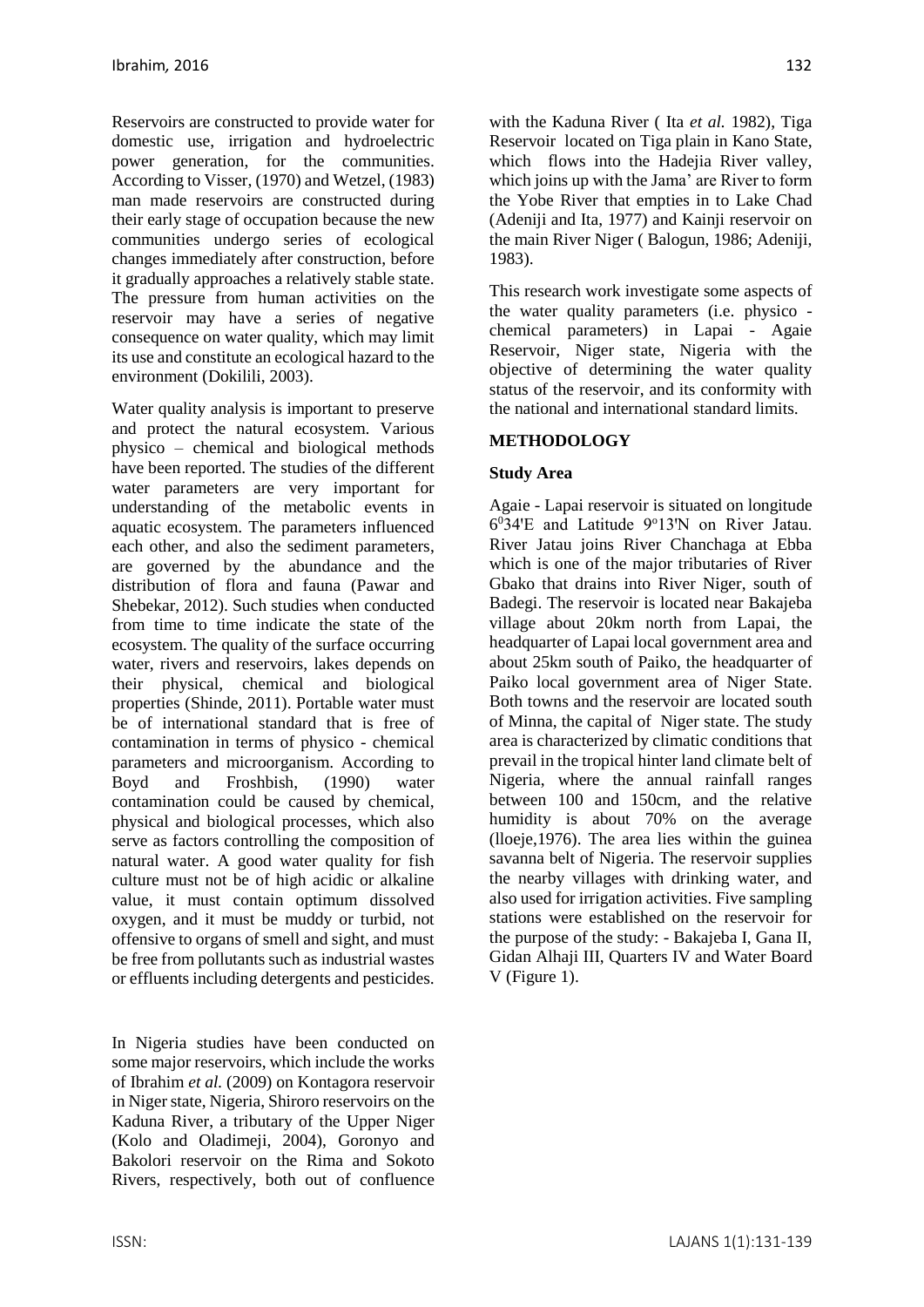Reservoirs are constructed to provide water for domestic use, irrigation and hydroelectric power generation, for the communities. According to Visser, (1970) and Wetzel, (1983) man made reservoirs are constructed during their early stage of occupation because the new communities undergo series of ecological changes immediately after construction, before it gradually approaches a relatively stable state. The pressure from human activities on the reservoir may have a series of negative consequence on water quality, which may limit its use and constitute an ecological hazard to the environment (Dokilili, 2003).

Water quality analysis is important to preserve and protect the natural ecosystem. Various physico – chemical and biological methods have been reported. The studies of the different water parameters are very important for understanding of the metabolic events in aquatic ecosystem. The parameters influenced each other, and also the sediment parameters, are governed by the abundance and the distribution of flora and fauna (Pawar and Shebekar, 2012). Such studies when conducted from time to time indicate the state of the ecosystem. The quality of the surface occurring water, rivers and reservoirs, lakes depends on their physical, chemical and biological properties (Shinde, 2011). Portable water must be of international standard that is free of contamination in terms of physico - chemical parameters and microorganism. According to Boyd and Froshbish, (1990) water contamination could be caused by chemical, physical and biological processes, which also serve as factors controlling the composition of natural water. A good water quality for fish culture must not be of high acidic or alkaline value, it must contain optimum dissolved oxygen, and it must be muddy or turbid, not offensive to organs of smell and sight, and must be free from pollutants such as industrial wastes or effluents including detergents and pesticides.

In Nigeria studies have been conducted on some major reservoirs, which include the works of Ibrahim *et al.* (2009) on Kontagora reservoir in Niger state, Nigeria, Shiroro reservoirs on the Kaduna River, a tributary of the Upper Niger (Kolo and Oladimeji, 2004), Goronyo and Bakolori reservoir on the Rima and Sokoto Rivers, respectively, both out of confluence with the Kaduna River ( Ita *et al.* 1982), Tiga Reservoir located on Tiga plain in Kano State, which flows into the Hadejia River valley, which joins up with the Jama' are River to form the Yobe River that empties in to Lake Chad (Adeniji and Ita, 1977) and Kainji reservoir on the main River Niger ( Balogun, 1986; Adeniji, 1983).

This research work investigate some aspects of the water quality parameters (i.e. physico - chemical parameters) in Lapai - Agaie Reservoir, Niger state, Nigeria with the objective of determining the water quality status of the reservoir, and its conformity with the national and international standard limits.

## METHODOLOGY

### Study Area

Agaie - Lapai reservoir is situated on longitude $6^0$34'E and Latitude $9^o$13'N on River Jatau. River Jatau joins River Chanchaga at Ebba which is one of the major tributaries of River Gbako that drains into River Niger, south of Badegi. The reservoir is located near Bakajeba village about 20km north from Lapai, the headquarter of Lapai local government area and about 25km south of Paiko, the headquarter of Paiko local government area of Niger State. Both towns and the reservoir are located south of Minna, the capital of Niger state. The study area is characterized by climatic conditions that prevail in the tropical hinter land climate belt of Nigeria, where the annual rainfall ranges between 100 and 150cm, and the relative humidity is about 70% on the average (lloeje,1976). The area lies within the guinea savanna belt of Nigeria. The reservoir supplies the nearby villages with drinking water, and also used for irrigation activities. Five sampling stations were established on the reservoir for the purpose of the study: - Bakajeba I, Gana II, Gidan Alhaji III, Quarters IV and Water Board V (Figure 1).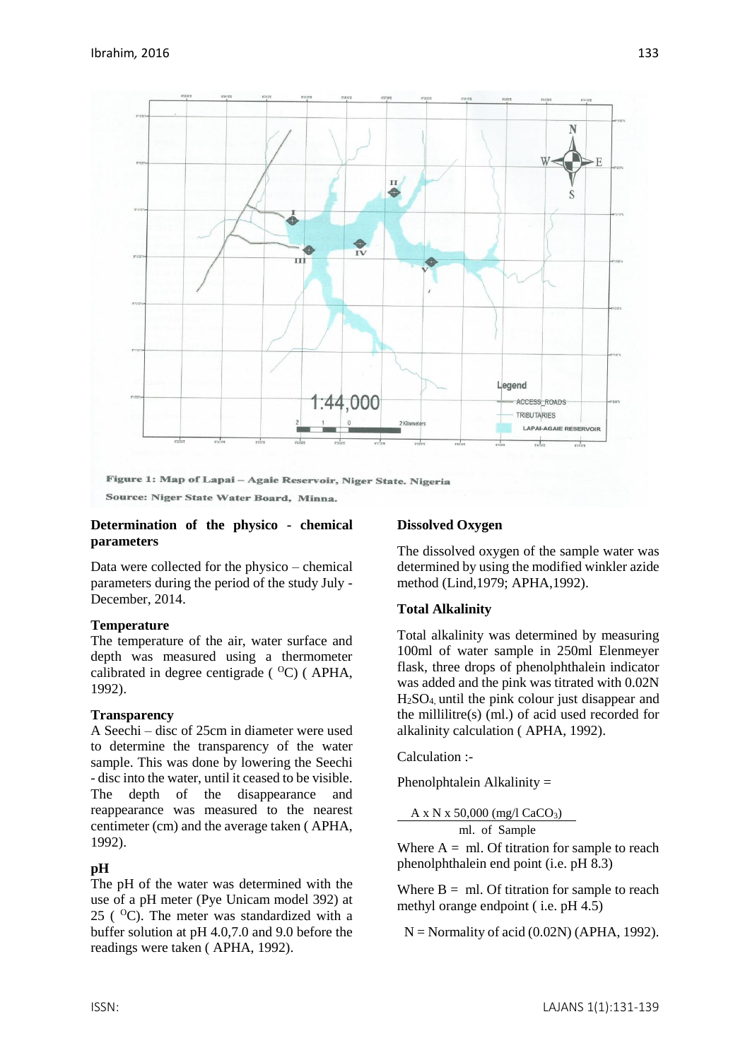**Figure 1: Map of Lapai – Agaie Reservoir, Niger State. Nigeria**

**Source: Niger State Water Board, Minna.**

### Determination of the physico - chemical parameters

Data were collected for the physico – chemical parameters during the period of the study July - December, 2014.

#### Temperature

The temperature of the air, water surface and depth was measured using a thermometer calibrated in degree centigrade ( $^{O}$C) ( APHA, 1992).

#### Transparency

A Seechi – disc of 25cm in diameter were used to determine the transparency of the water sample. This was done by lowering the Seechi - disc into the water, until it ceased to be visible. The depth of the disappearance and reappearance was measured to the nearest centimeter (cm) and the average taken ( APHA, 1992).

#### pH

The pH of the water was determined with the use of a pH meter (Pye Unicam model 392) at 25 ( $^{O}$C). The meter was standardized with a buffer solution at pH 4.0,7.0 and 9.0 before the readings were taken ( APHA, 1992).

#### Dissolved Oxygen

The dissolved oxygen of the sample water was determined by using the modified winkler azide method (Lind,1979; APHA,1992).

#### Total Alkalinity

Total alkalinity was determined by measuring 100ml of water sample in 250ml Elenmeyer flask, three drops of phenolphthalein indicator was added and the pink was titrated with 0.02N $H_2SO_4$, until the pink colour just disappear and the millilitre(s) (ml.) of acid used recorded for alkalinity calculation ( APHA, 1992).

Calculation :-

Phenolphtalein Alkalinity =

$$\frac{A \times N \times 50{,}000 \text{ (mg/l } CaCO_3\text{)}}{\text{ml. of Sample}}$$

Where A = ml. Of titration for sample to reach phenolphthalein end point (i.e. pH 8.3)

Where B = ml. Of titration for sample to reach methyl orange endpoint ( i.e. pH 4.5)

N = Normality of acid (0.02N) (APHA, 1992).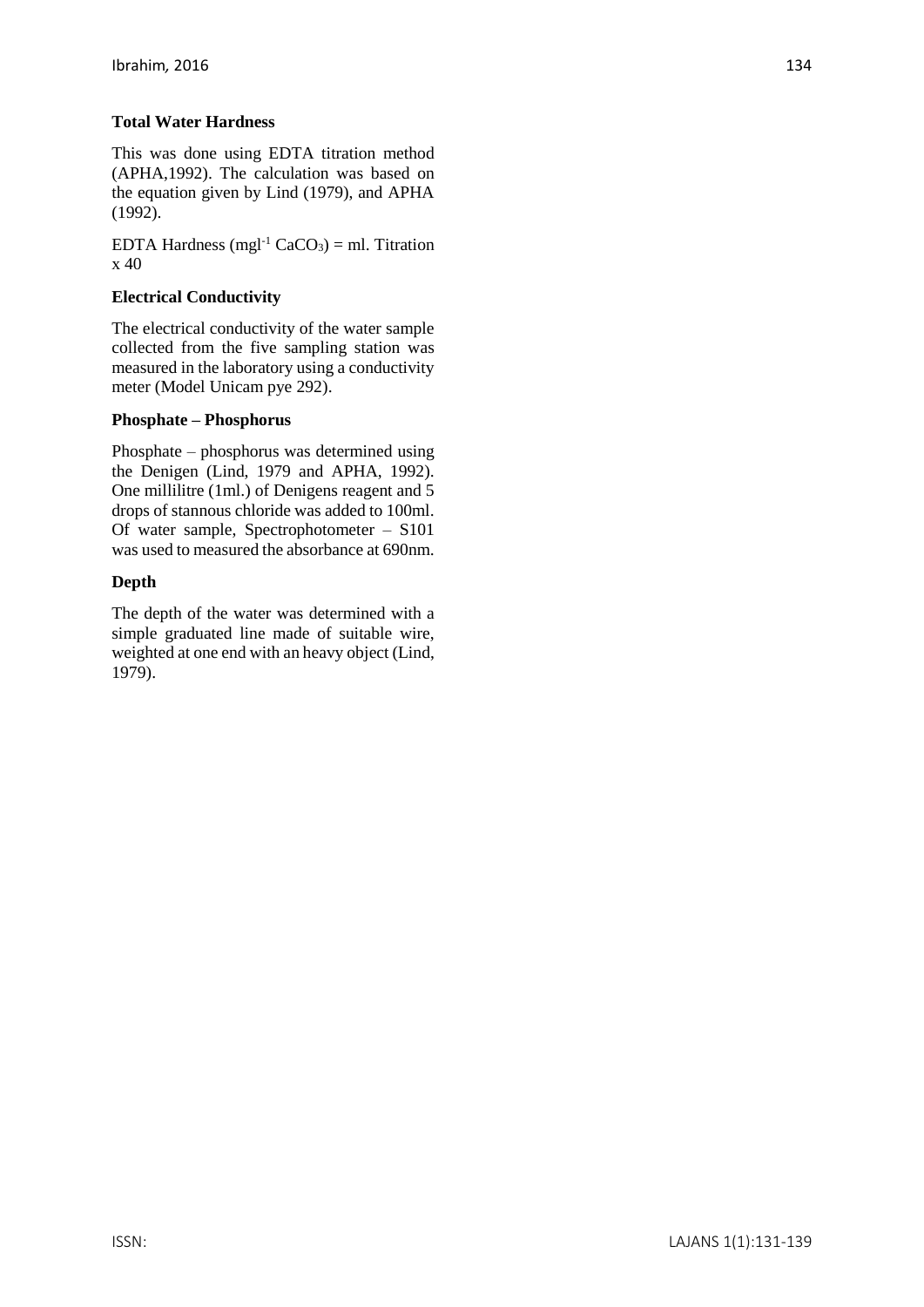### Total Water Hardness

This was done using EDTA titration method (APHA,1992). The calculation was based on the equation given by Lind (1979), and APHA (1992).

EDTA Hardness ($mgl^{-1}$ $CaCO_3$) = ml. Titration x 40

### Electrical Conductivity

The electrical conductivity of the water sample collected from the five sampling station was measured in the laboratory using a conductivity meter (Model Unicam pye 292).

### Phosphate – Phosphorus

Phosphate – phosphorus was determined using the Denigen (Lind, 1979 and APHA, 1992). One millilitre (1ml.) of Denigens reagent and 5 drops of stannous chloride was added to 100ml. Of water sample, Spectrophotometer – S101 was used to measured the absorbance at 690nm.

### Depth

The depth of the water was determined with a simple graduated line made of suitable wire, weighted at one end with an heavy object (Lind, 1979).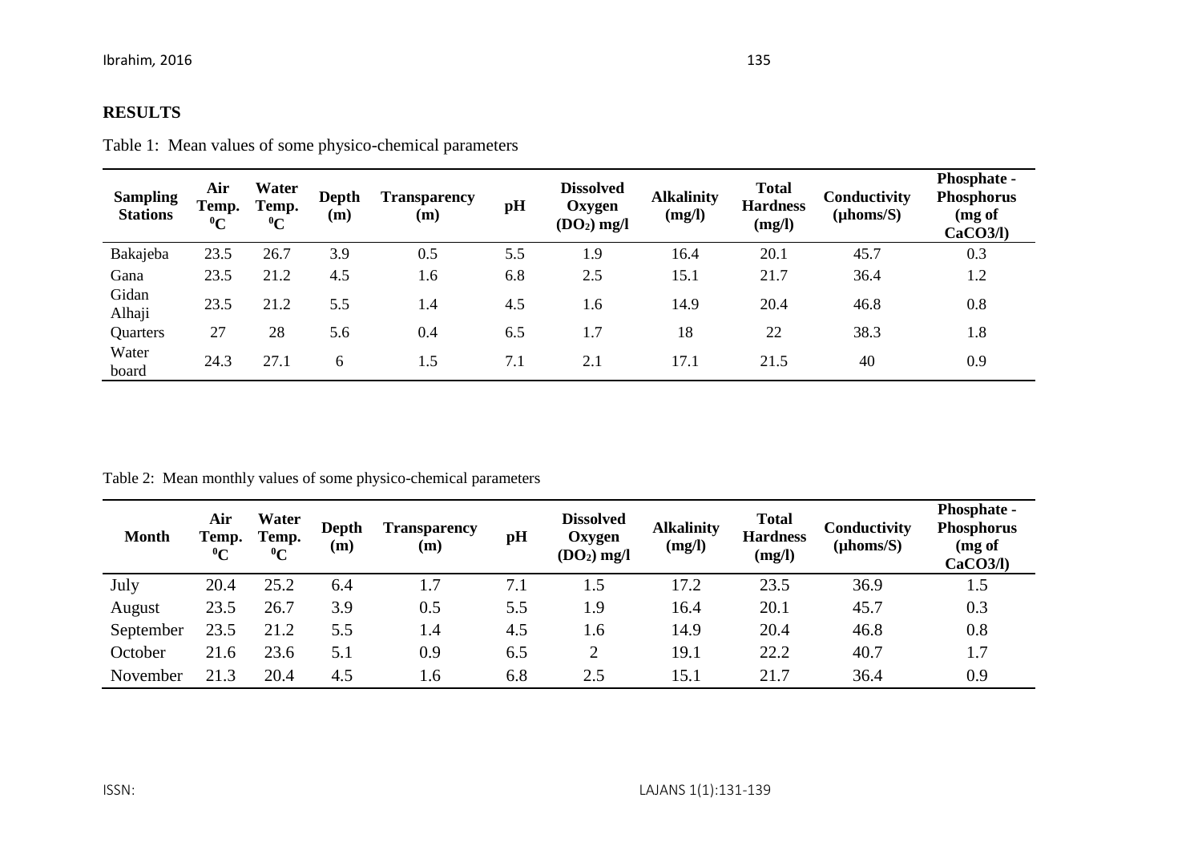## RESULTS

Table 1: Mean values of some physico-chemical parameters

| Sampling Stations | Air Temp. $^0C$ | Water Temp. $^0C$ | Depth (m) | Transparency (m) | pH | Dissolved Oxygen ($DO_2$) mg/l | Alkalinity (mg/l) | Total Hardness (mg/l) | Conductivity (µhoms/S) | Phosphate - Phosphorus (mg of CaCO3/l) |
|---|---|---|---|---|---|---|---|---|---|---|
| Bakajeba | 23.5 | 26.7 | 3.9 | 0.5 | 5.5 | 1.9 | 16.4 | 20.1 | 45.7 | 0.3 |
| Gana | 23.5 | 21.2 | 4.5 | 1.6 | 6.8 | 2.5 | 15.1 | 21.7 | 36.4 | 1.2 |
| Gidan Alhaji | 23.5 | 21.2 | 5.5 | 1.4 | 4.5 | 1.6 | 14.9 | 20.4 | 46.8 | 0.8 |
| Quarters | 27 | 28 | 5.6 | 0.4 | 6.5 | 1.7 | 18 | 22 | 38.3 | 1.8 |
| Water board | 24.3 | 27.1 | 6 | 1.5 | 7.1 | 2.1 | 17.1 | 21.5 | 40 | 0.9 |

Table 2: Mean monthly values of some physico-chemical parameters

| Month | Air Temp. $^0C$ | Water Temp. $^0C$ | Depth (m) | Transparency (m) | pH | Dissolved Oxygen ($DO_2$) mg/l | Alkalinity (mg/l) | Total Hardness (mg/l) | Conductivity (µhoms/S) | Phosphate - Phosphorus (mg of CaCO3/l) |
|---|---|---|---|---|---|---|---|---|---|---|
| July | 20.4 | 25.2 | 6.4 | 1.7 | 7.1 | 1.5 | 17.2 | 23.5 | 36.9 | 1.5 |
| August | 23.5 | 26.7 | 3.9 | 0.5 | 5.5 | 1.9 | 16.4 | 20.1 | 45.7 | 0.3 |
| September | 23.5 | 21.2 | 5.5 | 1.4 | 4.5 | 1.6 | 14.9 | 20.4 | 46.8 | 0.8 |
| October | 21.6 | 23.6 | 5.1 | 0.9 | 6.5 | 2 | 19.1 | 22.2 | 40.7 | 1.7 |
| November | 21.3 | 20.4 | 4.5 | 1.6 | 6.8 | 2.5 | 15.1 | 21.7 | 36.4 | 0.9 |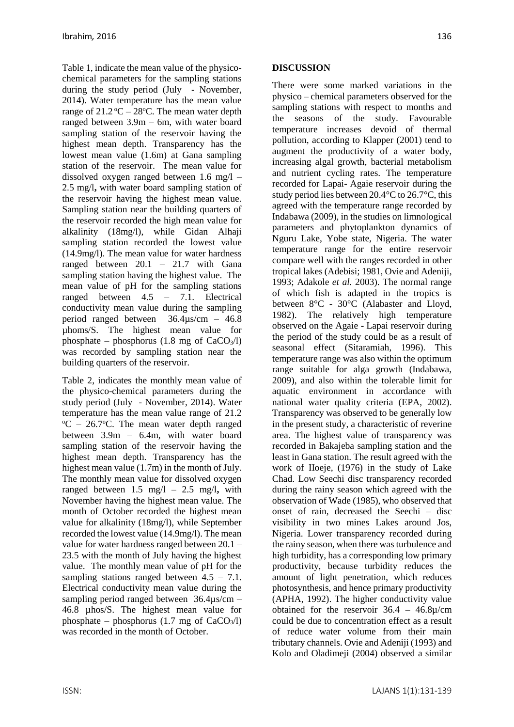Table 1, indicate the mean value of the physico-chemical parameters for the sampling stations during the study period (July - November, 2014). Water temperature has the mean value range of 21.2 $^oC$ – 28$^oC$. The mean water depth ranged between 3.9m – 6m, with water board sampling station of the reservoir having the highest mean depth. Transparency has the lowest mean value (1.6m) at Gana sampling station of the reservoir. The mean value for dissolved oxygen ranged between 1.6 mg/l – 2.5 mg/l**,** with water board sampling station of the reservoir having the highest mean value. Sampling station near the building quarters of the reservoir recorded the high mean value for alkalinity (18mg/l), while Gidan Alhaji sampling station recorded the lowest value (14.9mg/l). The mean value for water hardness ranged between 20.1 – 21.7 with Gana sampling station having the highest value. The mean value of pH for the sampling stations ranged between 4.5 – 7.1. Electrical conductivity mean value during the sampling period ranged between 36.4µs/cm – 46.8 µhoms/S. The highest mean value for phosphate – phosphorus (1.8 mg of $CaCO_3$/l) was recorded by sampling station near the building quarters of the reservoir.

Table 2, indicates the monthly mean value of the physico-chemical parameters during the study period (July - November, 2014). Water temperature has the mean value range of 21.2 $^oC$ – 26.7$^oC$. The mean water depth ranged between 3.9m – 6.4m, with water board sampling station of the reservoir having the highest mean depth. Transparency has the highest mean value (1.7m) in the month of July. The monthly mean value for dissolved oxygen ranged between 1.5 mg/l – 2.5 mg/l**,** with November having the highest mean value. The month of October recorded the highest mean value for alkalinity (18mg/l), while September recorded the lowest value (14.9mg/l). The mean value for water hardness ranged between 20.1 – 23.5 with the month of July having the highest value. The monthly mean value of pH for the sampling stations ranged between 4.5 – 7.1. Electrical conductivity mean value during the sampling period ranged between 36.4µs/cm – 46.8 µhos/S. The highest mean value for phosphate – phosphorus (1.7 mg of $CaCO_3$/l) was recorded in the month of October.

**DISCUSSION**

There were some marked variations in the physico – chemical parameters observed for the sampling stations with respect to months and the seasons of the study. Favourable temperature increases devoid of thermal pollution, according to Klapper (2001) tend to augment the productivity of a water body, increasing algal growth, bacterial metabolism and nutrient cycling rates. The temperature recorded for Lapai- Agaie reservoir during the study period lies between 20.4°C to 26.7°C, this agreed with the temperature range recorded by Indabawa (2009), in the studies on limnological parameters and phytoplankton dynamics of Nguru Lake, Yobe state, Nigeria. The water temperature range for the entire reservoir compare well with the ranges recorded in other tropical lakes (Adebisi; 1981, Ovie and Adeniji, 1993; Adakole *et al.* 2003). The normal range of which fish is adapted in the tropics is between 8°C - 30°C (Alabaster and Lloyd, 1982). The relatively high temperature observed on the Agaie - Lapai reservoir during the period of the study could be as a result of seasonal effect (Sitaramiah, 1996). This temperature range was also within the optimum range suitable for alga growth (Indabawa, 2009), and also within the tolerable limit for aquatic environment in accordance with national water quality criteria (EPA, 2002). Transparency was observed to be generally low in the present study, a characteristic of reverine area. The highest value of transparency was recorded in Bakajeba sampling station and the least in Gana station. The result agreed with the work of IIoeje, (1976) in the study of Lake Chad. Low Seechi disc transparency recorded during the rainy season which agreed with the observation of Wade (1985), who observed that onset of rain, decreased the Seechi – disc visibility in two mines Lakes around Jos, Nigeria. Lower transparency recorded during the rainy season, when there was turbulence and high turbidity, has a corresponding low primary productivity, because turbidity reduces the amount of light penetration, which reduces photosynthesis, and hence primary productivity (APHA, 1992). The higher conductivity value obtained for the reservoir 36.4 – 46.8µ/cm could be due to concentration effect as a result of reduce water volume from their main tributary channels. Ovie and Adeniji (1993) and Kolo and Oladimeji (2004) observed a similar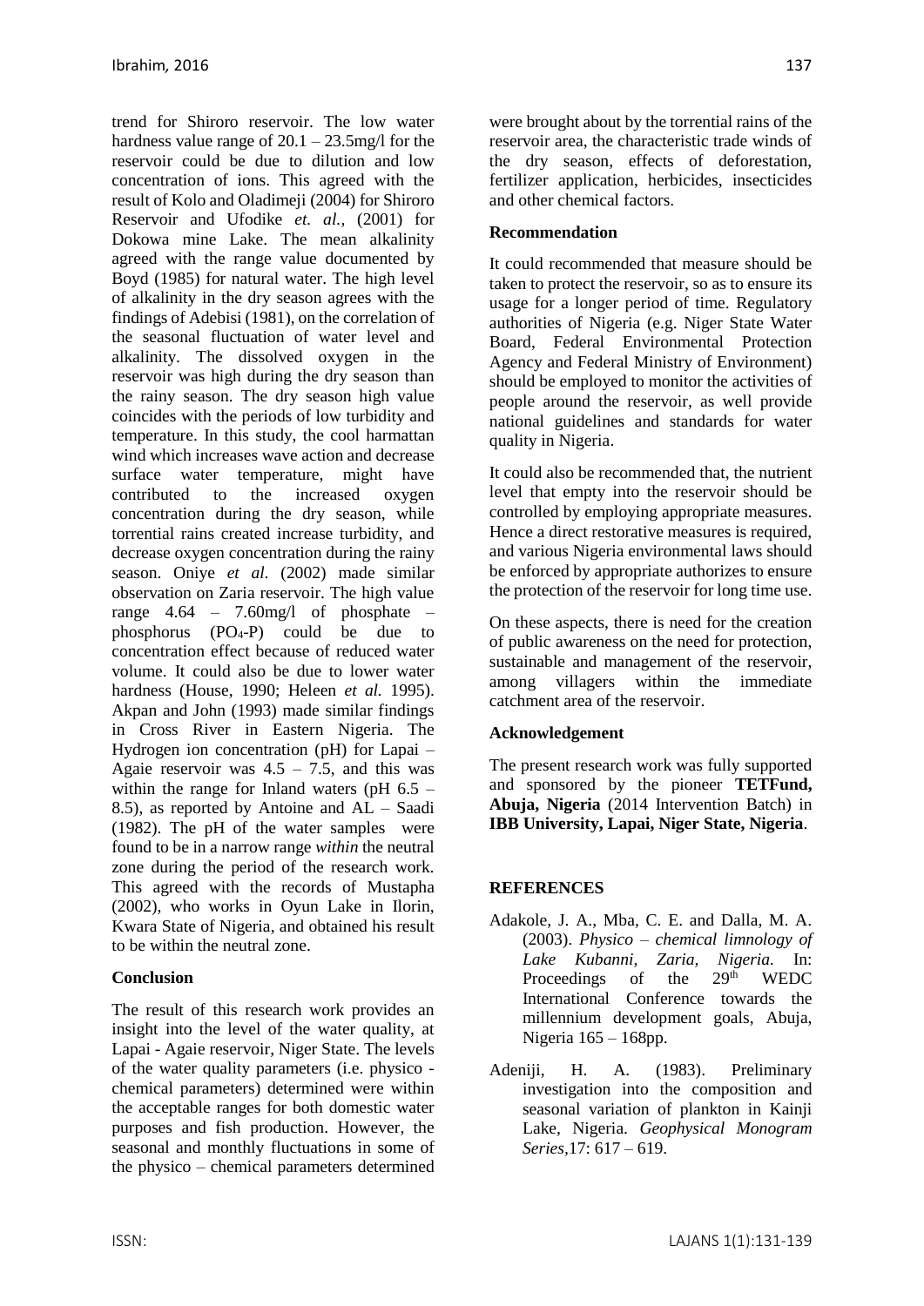trend for Shiroro reservoir. The low water hardness value range of 20.1 – 23.5mg/l for the reservoir could be due to dilution and low concentration of ions. This agreed with the result of Kolo and Oladimeji (2004) for Shiroro Reservoir and Ufodike *et. al.,* (2001) for Dokowa mine Lake. The mean alkalinity agreed with the range value documented by Boyd (1985) for natural water. The high level of alkalinity in the dry season agrees with the findings of Adebisi (1981), on the correlation of the seasonal fluctuation of water level and alkalinity. The dissolved oxygen in the reservoir was high during the dry season than the rainy season. The dry season high value coincides with the periods of low turbidity and temperature. In this study, the cool harmattan wind which increases wave action and decrease surface water temperature, might have contributed to the increased oxygen concentration during the dry season, while torrential rains created increase turbidity, and decrease oxygen concentration during the rainy season. Oniye *et al*. (2002) made similar observation on Zaria reservoir. The high value range 4.64 – 7.60mg/l of phosphate – phosphorus ($PO_4$-P) could be due to concentration effect because of reduced water volume. It could also be due to lower water hardness (House, 1990; Heleen *et al.* 1995). Akpan and John (1993) made similar findings in Cross River in Eastern Nigeria. The Hydrogen ion concentration (pH) for Lapai – Agaie reservoir was 4.5 – 7.5, and this was within the range for Inland waters (pH 6.5 – 8.5), as reported by Antoine and AL – Saadi (1982). The pH of the water samples were found to be in a narrow range *within* the neutral zone during the period of the research work. This agreed with the records of Mustapha (2002), who works in Oyun Lake in Ilorin, Kwara State of Nigeria, and obtained his result to be within the neutral zone.

**Conclusion**

The result of this research work provides an insight into the level of the water quality, at Lapai - Agaie reservoir, Niger State. The levels of the water quality parameters (i.e. physico - chemical parameters) determined were within the acceptable ranges for both domestic water purposes and fish production. However, the seasonal and monthly fluctuations in some of the physico – chemical parameters determined were brought about by the torrential rains of the reservoir area, the characteristic trade winds of the dry season, effects of deforestation, fertilizer application, herbicides, insecticides and other chemical factors.

**Recommendation**

It could recommended that measure should be taken to protect the reservoir, so as to ensure its usage for a longer period of time. Regulatory authorities of Nigeria (e.g. Niger State Water Board, Federal Environmental Protection Agency and Federal Ministry of Environment) should be employed to monitor the activities of people around the reservoir, as well provide national guidelines and standards for water quality in Nigeria.

It could also be recommended that, the nutrient level that empty into the reservoir should be controlled by employing appropriate measures. Hence a direct restorative measures is required, and various Nigeria environmental laws should be enforced by appropriate authorizes to ensure the protection of the reservoir for long time use.

On these aspects, there is need for the creation of public awareness on the need for protection, sustainable and management of the reservoir, among villagers within the immediate catchment area of the reservoir.

**Acknowledgement**

The present research work was fully supported and sponsored by the pioneer **TETFund, Abuja, Nigeria** (2014 Intervention Batch) in **IBB University, Lapai, Niger State, Nigeria**.

**REFERENCES**

Adakole, J. A., Mba, C. E. and Dalla, M. A. (2003). *Physico – chemical limnology of Lake Kubanni, Zaria, Nigeria*. In: Proceedings of the 29th WEDC International Conference towards the millennium development goals, Abuja, Nigeria 165 – 168pp.

Adeniji, H. A. (1983). Preliminary investigation into the composition and seasonal variation of plankton in Kainji Lake, Nigeria. *Geophysical Monogram Series,*17: 617 – 619.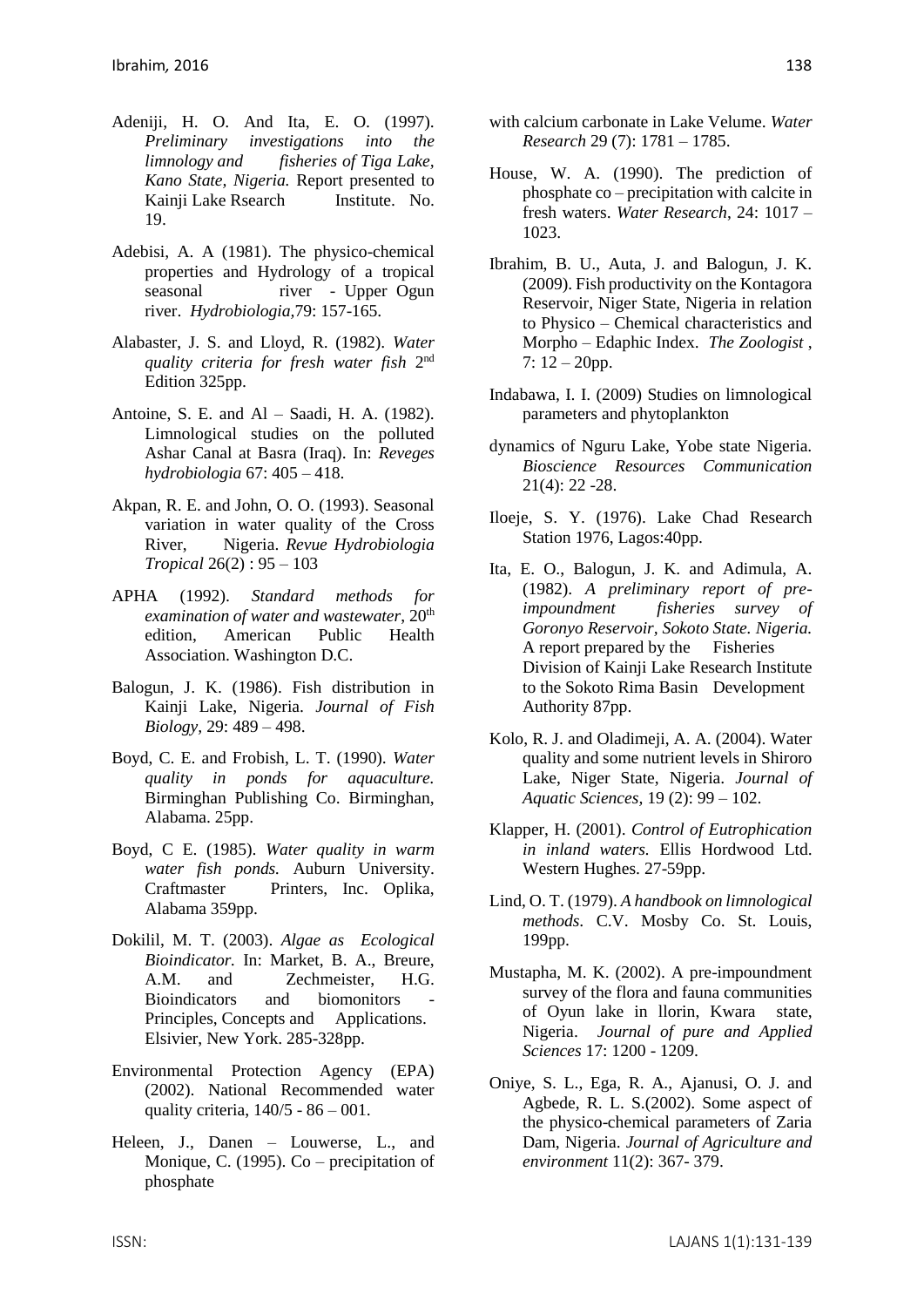Adeniji, H. O. And Ita, E. O. (1997). *Preliminary investigations into the limnology and fisheries of Tiga Lake, Kano State, Nigeria.* Report presented to Kainji Lake Rsearch Institute. No. 19.

Adebisi, A. A (1981). The physico-chemical properties and Hydrology of a tropical seasonal river - Upper Ogun river. *Hydrobiologia*,79: 157-165.

Alabaster, J. S. and Lloyd, R. (1982). *Water quality criteria for fresh water fish* 2[nd] Edition 325pp.

Antoine, S. E. and Al – Saadi, H. A. (1982). Limnological studies on the polluted Ashar Canal at Basra (Iraq). In: *Reveges hydrobiologia* 67: 405 – 418.

Akpan, R. E. and John, O. O. (1993). Seasonal variation in water quality of the Cross River, Nigeria. *Revue Hydrobiologia Tropical* 26(2) : 95 – 103

APHA (1992). *Standard methods for examination of water and wastewater*, 20[th] edition, American Public Health Association. Washington D.C.

Balogun, J. K. (1986). Fish distribution in Kainji Lake, Nigeria. *Journal of Fish Biology*, 29: 489 – 498.

Boyd, C. E. and Frobish, L. T. (1990). *Water quality in ponds for aquaculture.* Birminghan Publishing Co. Birminghan, Alabama. 25pp.

Boyd, C E. (1985). *Water quality in warm water fish ponds.* Auburn University. Craftmaster Printers, Inc. Oplika, Alabama 359pp.

Dokilil, M. T. (2003). *Algae as Ecological Bioindicator.* In: Market, B. A., Breure, A.M. and Zechmeister, H.G. Bioindicators and biomonitors - Principles, Concepts and Applications. Elsivier, New York. 285-328pp.

Environmental Protection Agency (EPA) (2002). National Recommended water quality criteria, 140/5 - 86 – 001.

Heleen, J., Danen – Louwerse, L., and Monique, C. (1995). Co – precipitation of phosphate with calcium carbonate in Lake Velume. *Water Research* 29 (7): 1781 – 1785.

House, W. A. (1990). The prediction of phosphate co – precipitation with calcite in fresh waters. *Water Research*, 24: 1017 – 1023.

Ibrahim, B. U., Auta, J. and Balogun, J. K. (2009). Fish productivity on the Kontagora Reservoir, Niger State, Nigeria in relation to Physico – Chemical characteristics and Morpho – Edaphic Index. *The Zoologist* , 7: 12 – 20pp.

Indabawa, I. I. (2009) Studies on limnological parameters and phytoplankton dynamics of Nguru Lake, Yobe state Nigeria. *Bioscience Resources Communication* 21(4): 22 -28.

Iloeje, S. Y. (1976). Lake Chad Research Station 1976, Lagos:40pp.

Ita, E. O., Balogun, J. K. and Adimula, A. (1982). *A preliminary report of pre-impoundment fisheries survey of Goronyo Reservoir, Sokoto State. Nigeria.* A report prepared by the Fisheries Division of Kainji Lake Research Institute to the Sokoto Rima Basin Development Authority 87pp.

Kolo, R. J. and Oladimeji, A. A. (2004). Water quality and some nutrient levels in Shiroro Lake, Niger State, Nigeria. *Journal of Aquatic Sciences*, 19 (2): 99 – 102.

Klapper, H. (2001). *Control of Eutrophication in inland waters.* Ellis Hordwood Ltd. Western Hughes. 27-59pp.

Lind, O. T. (1979). *A handbook on limnological methods.* C.V. Mosby Co. St. Louis, 199pp.

Mustapha, M. K. (2002). A pre-impoundment survey of the flora and fauna communities of Oyun lake in llorin, Kwara state, Nigeria. *Journal of pure and Applied Sciences* 17: 1200 - 1209.

Oniye, S. L., Ega, R. A., Ajanusi, O. J. and Agbede, R. L. S.(2002). Some aspect of the physico-chemical parameters of Zaria Dam, Nigeria. *Journal of Agriculture and environment* 11(2): 367- 379.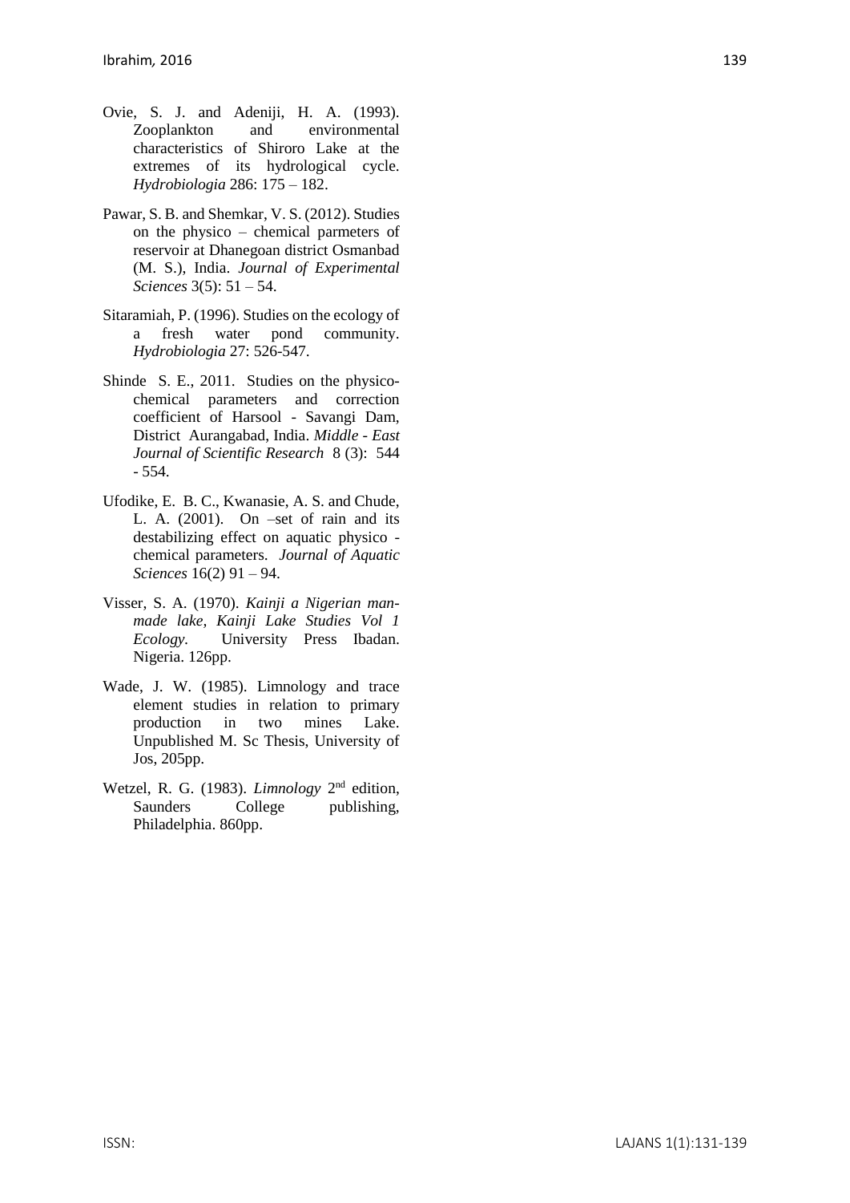Ovie, S. J. and Adeniji, H. A. (1993). Zooplankton and environmental characteristics of Shiroro Lake at the extremes of its hydrological cycle. *Hydrobiologia* 286: 175 – 182.

Pawar, S. B. and Shemkar, V. S. (2012). Studies on the physico – chemical parmeters of reservoir at Dhanegoan district Osmanbad (M. S.), India. *Journal of Experimental Sciences* 3(5): 51 – 54.

Sitaramiah, P. (1996). Studies on the ecology of a fresh water pond community. *Hydrobiologia* 27: 526-547.

Shinde S. E., 2011. Studies on the physico-chemical parameters and correction coefficient of Harsool - Savangi Dam, District Aurangabad, India. *Middle - East Journal of Scientific Research* 8 (3): 544 - 554.

Ufodike, E. B. C., Kwanasie, A. S. and Chude, L. A. (2001). On –set of rain and its destabilizing effect on aquatic physico - chemical parameters. *Journal of Aquatic Sciences* 16(2) 91 – 94.

Visser, S. A. (1970). *Kainji a Nigerian man-made lake, Kainji Lake Studies Vol 1 Ecology.* University Press Ibadan. Nigeria. 126pp.

Wade, J. W. (1985). Limnology and trace element studies in relation to primary production in two mines Lake. Unpublished M. Sc Thesis, University of Jos, 205pp.

Wetzel, R. G. (1983). *Limnology* 2nd edition, Saunders College publishing, Philadelphia. 860pp.